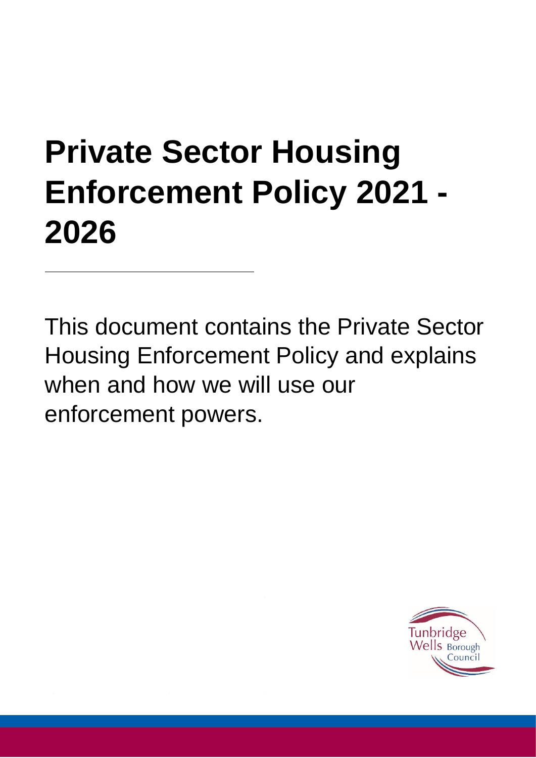# Private Sector Housing Enforcement Policy 2021 - 2026

---

This document contains the Private Sector Housing Enforcement Policy and explains when and how we will use our enforcement powers.

Tunbridge Wells Borough Council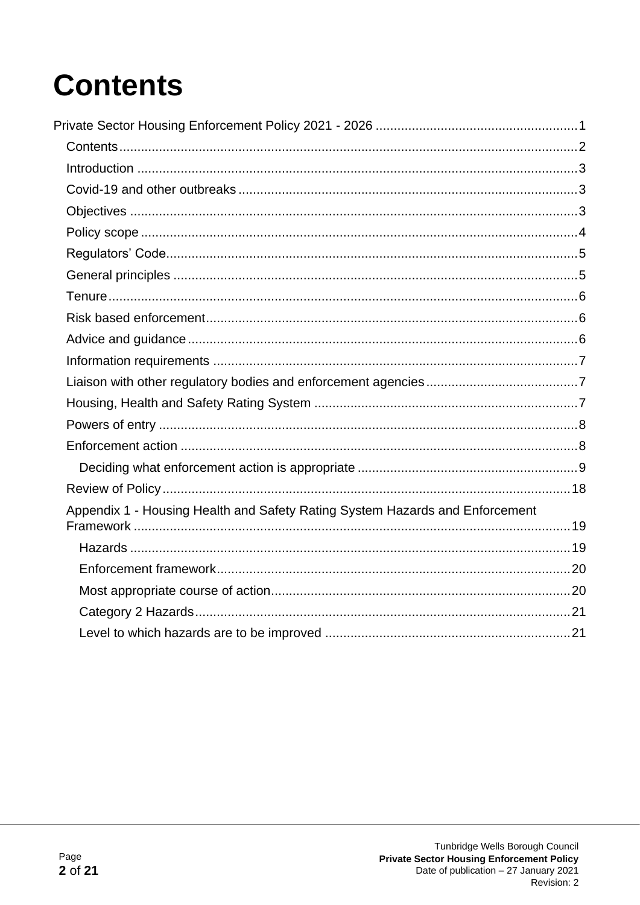# Contents

- Private Sector Housing Enforcement Policy 2021 - 2026 ..... 1
  - Contents ..... 2
  - Introduction ..... 3
  - Covid-19 and other outbreaks ..... 3
  - Objectives ..... 3
  - Policy scope ..... 4
  - Regulators' Code ..... 5
  - General principles ..... 5
  - Tenure ..... 6
  - Risk based enforcement ..... 6
  - Advice and guidance ..... 6
  - Information requirements ..... 7
  - Liaison with other regulatory bodies and enforcement agencies ..... 7
  - Housing, Health and Safety Rating System ..... 7
  - Powers of entry ..... 8
  - Enforcement action ..... 8
    - Deciding what enforcement action is appropriate ..... 9
  - Review of Policy ..... 18
  - Appendix 1 - Housing Health and Safety Rating System Hazards and Enforcement Framework ..... 19
    - Hazards ..... 19
    - Enforcement framework ..... 20
    - Most appropriate course of action ..... 20
    - Category 2 Hazards ..... 21
    - Level to which hazards are to be improved ..... 21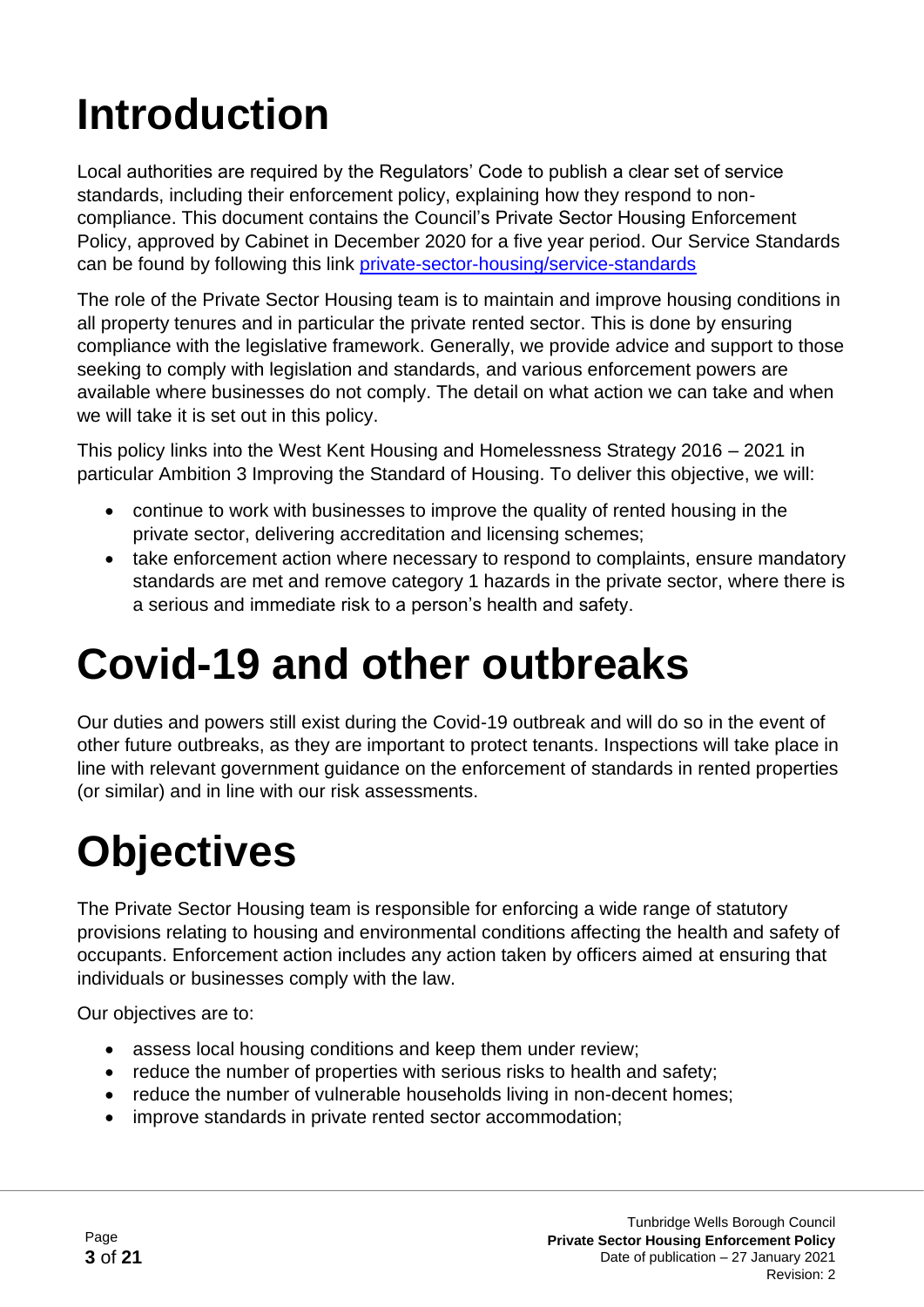# Introduction

Local authorities are required by the Regulators' Code to publish a clear set of service standards, including their enforcement policy, explaining how they respond to non-compliance. This document contains the Council's Private Sector Housing Enforcement Policy, approved by Cabinet in December 2020 for a five year period. Our Service Standards can be found by following this link [private-sector-housing/service-standards](private-sector-housing/service-standards)

The role of the Private Sector Housing team is to maintain and improve housing conditions in all property tenures and in particular the private rented sector. This is done by ensuring compliance with the legislative framework. Generally, we provide advice and support to those seeking to comply with legislation and standards, and various enforcement powers are available where businesses do not comply. The detail on what action we can take and when we will take it is set out in this policy.

This policy links into the West Kent Housing and Homelessness Strategy 2016 – 2021 in particular Ambition 3 Improving the Standard of Housing. To deliver this objective, we will:

- continue to work with businesses to improve the quality of rented housing in the private sector, delivering accreditation and licensing schemes;
- take enforcement action where necessary to respond to complaints, ensure mandatory standards are met and remove category 1 hazards in the private sector, where there is a serious and immediate risk to a person's health and safety.

# Covid-19 and other outbreaks

Our duties and powers still exist during the Covid-19 outbreak and will do so in the event of other future outbreaks, as they are important to protect tenants. Inspections will take place in line with relevant government guidance on the enforcement of standards in rented properties (or similar) and in line with our risk assessments.

# Objectives

The Private Sector Housing team is responsible for enforcing a wide range of statutory provisions relating to housing and environmental conditions affecting the health and safety of occupants. Enforcement action includes any action taken by officers aimed at ensuring that individuals or businesses comply with the law.

Our objectives are to:

- assess local housing conditions and keep them under review;
- reduce the number of properties with serious risks to health and safety;
- reduce the number of vulnerable households living in non-decent homes;
- improve standards in private rented sector accommodation;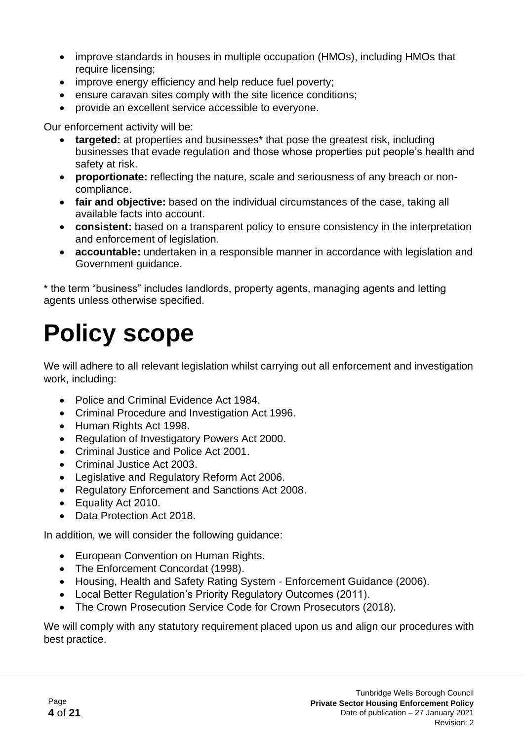- improve standards in houses in multiple occupation (HMOs), including HMOs that require licensing;
- improve energy efficiency and help reduce fuel poverty;
- ensure caravan sites comply with the site licence conditions;
- provide an excellent service accessible to everyone.

Our enforcement activity will be:

- **targeted:** at properties and businesses* that pose the greatest risk, including businesses that evade regulation and those whose properties put people's health and safety at risk.
- **proportionate:** reflecting the nature, scale and seriousness of any breach or non-compliance.
- **fair and objective:** based on the individual circumstances of the case, taking all available facts into account.
- **consistent:** based on a transparent policy to ensure consistency in the interpretation and enforcement of legislation.
- **accountable:** undertaken in a responsible manner in accordance with legislation and Government guidance.

* the term "business" includes landlords, property agents, managing agents and letting agents unless otherwise specified.

# Policy scope

We will adhere to all relevant legislation whilst carrying out all enforcement and investigation work, including:

- Police and Criminal Evidence Act 1984.
- Criminal Procedure and Investigation Act 1996.
- Human Rights Act 1998.
- Regulation of Investigatory Powers Act 2000.
- Criminal Justice and Police Act 2001.
- Criminal Justice Act 2003.
- Legislative and Regulatory Reform Act 2006.
- Regulatory Enforcement and Sanctions Act 2008.
- Equality Act 2010.
- Data Protection Act 2018.

In addition, we will consider the following guidance:

- European Convention on Human Rights.
- The Enforcement Concordat (1998).
- Housing, Health and Safety Rating System - Enforcement Guidance (2006).
- Local Better Regulation's Priority Regulatory Outcomes (2011).
- The Crown Prosecution Service Code for Crown Prosecutors (2018).

We will comply with any statutory requirement placed upon us and align our procedures with best practice.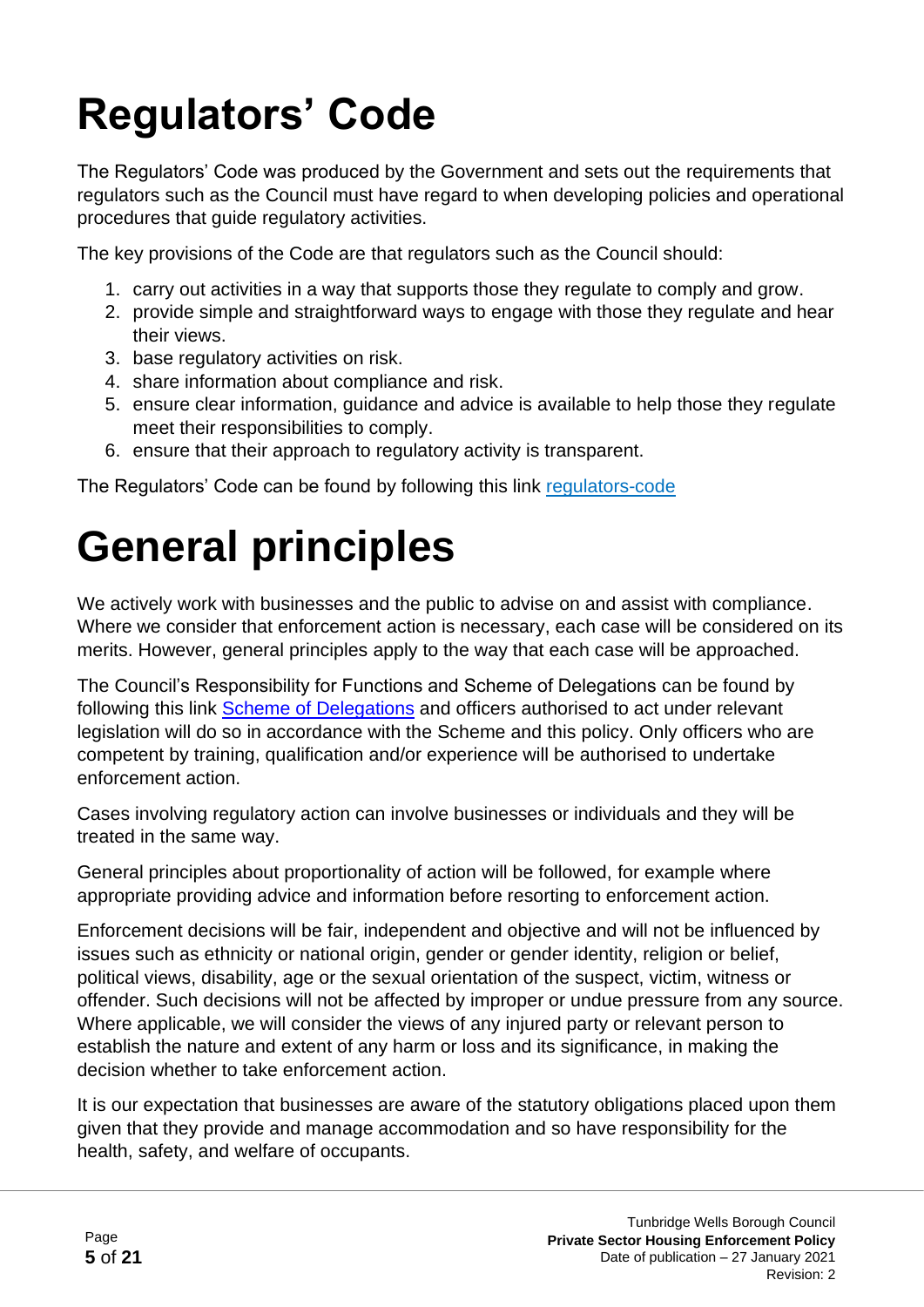# Regulators' Code

The Regulators' Code was produced by the Government and sets out the requirements that regulators such as the Council must have regard to when developing policies and operational procedures that guide regulatory activities.

The key provisions of the Code are that regulators such as the Council should:

1. carry out activities in a way that supports those they regulate to comply and grow.
2. provide simple and straightforward ways to engage with those they regulate and hear their views.
3. base regulatory activities on risk.
4. share information about compliance and risk.
5. ensure clear information, guidance and advice is available to help those they regulate meet their responsibilities to comply.
6. ensure that their approach to regulatory activity is transparent.

The Regulators' Code can be found by following this link [regulators-code]

# General principles

We actively work with businesses and the public to advise on and assist with compliance. Where we consider that enforcement action is necessary, each case will be considered on its merits. However, general principles apply to the way that each case will be approached.

The Council's Responsibility for Functions and Scheme of Delegations can be found by following this link [Scheme of Delegations] and officers authorised to act under relevant legislation will do so in accordance with the Scheme and this policy. Only officers who are competent by training, qualification and/or experience will be authorised to undertake enforcement action.

Cases involving regulatory action can involve businesses or individuals and they will be treated in the same way.

General principles about proportionality of action will be followed, for example where appropriate providing advice and information before resorting to enforcement action.

Enforcement decisions will be fair, independent and objective and will not be influenced by issues such as ethnicity or national origin, gender or gender identity, religion or belief, political views, disability, age or the sexual orientation of the suspect, victim, witness or offender. Such decisions will not be affected by improper or undue pressure from any source. Where applicable, we will consider the views of any injured party or relevant person to establish the nature and extent of any harm or loss and its significance, in making the decision whether to take enforcement action.

It is our expectation that businesses are aware of the statutory obligations placed upon them given that they provide and manage accommodation and so have responsibility for the health, safety, and welfare of occupants.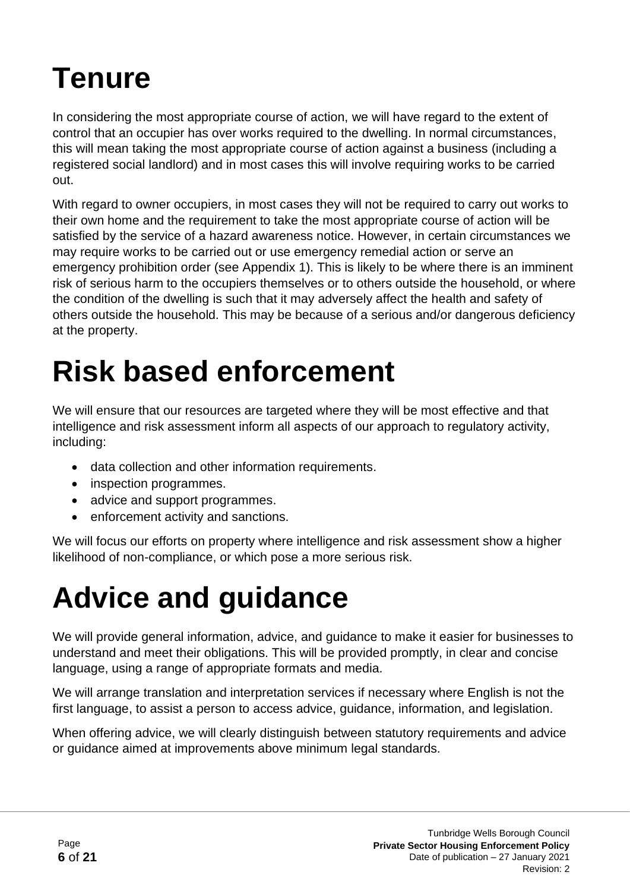# Tenure

In considering the most appropriate course of action, we will have regard to the extent of control that an occupier has over works required to the dwelling. In normal circumstances, this will mean taking the most appropriate course of action against a business (including a registered social landlord) and in most cases this will involve requiring works to be carried out.

With regard to owner occupiers, in most cases they will not be required to carry out works to their own home and the requirement to take the most appropriate course of action will be satisfied by the service of a hazard awareness notice. However, in certain circumstances we may require works to be carried out or use emergency remedial action or serve an emergency prohibition order (see Appendix 1). This is likely to be where there is an imminent risk of serious harm to the occupiers themselves or to others outside the household, or where the condition of the dwelling is such that it may adversely affect the health and safety of others outside the household. This may be because of a serious and/or dangerous deficiency at the property.

# Risk based enforcement

We will ensure that our resources are targeted where they will be most effective and that intelligence and risk assessment inform all aspects of our approach to regulatory activity, including:

- data collection and other information requirements.
- inspection programmes.
- advice and support programmes.
- enforcement activity and sanctions.

We will focus our efforts on property where intelligence and risk assessment show a higher likelihood of non-compliance, or which pose a more serious risk.

# Advice and guidance

We will provide general information, advice, and guidance to make it easier for businesses to understand and meet their obligations. This will be provided promptly, in clear and concise language, using a range of appropriate formats and media.

We will arrange translation and interpretation services if necessary where English is not the first language, to assist a person to access advice, guidance, information, and legislation.

When offering advice, we will clearly distinguish between statutory requirements and advice or guidance aimed at improvements above minimum legal standards.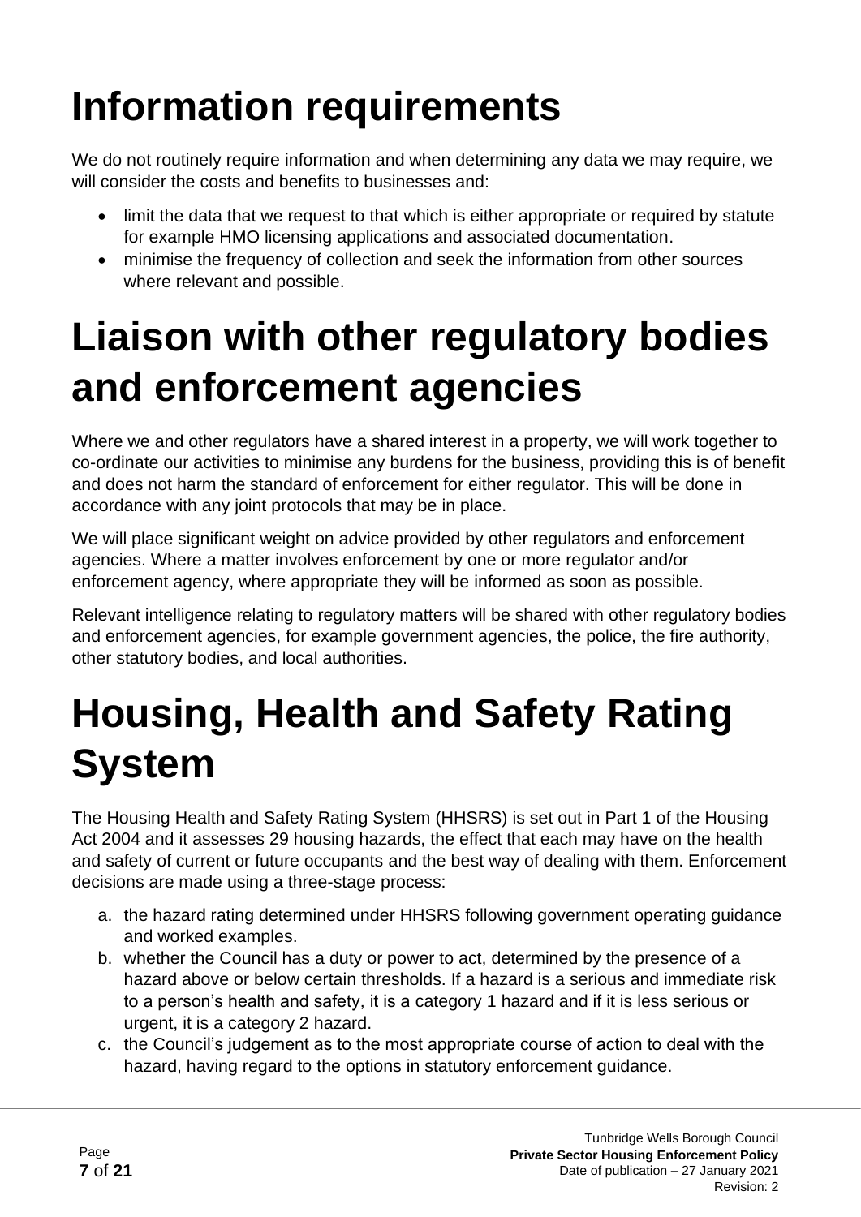# Information requirements

We do not routinely require information and when determining any data we may require, we will consider the costs and benefits to businesses and:

- limit the data that we request to that which is either appropriate or required by statute for example HMO licensing applications and associated documentation.
- minimise the frequency of collection and seek the information from other sources where relevant and possible.

# Liaison with other regulatory bodies and enforcement agencies

Where we and other regulators have a shared interest in a property, we will work together to co-ordinate our activities to minimise any burdens for the business, providing this is of benefit and does not harm the standard of enforcement for either regulator. This will be done in accordance with any joint protocols that may be in place.

We will place significant weight on advice provided by other regulators and enforcement agencies. Where a matter involves enforcement by one or more regulator and/or enforcement agency, where appropriate they will be informed as soon as possible.

Relevant intelligence relating to regulatory matters will be shared with other regulatory bodies and enforcement agencies, for example government agencies, the police, the fire authority, other statutory bodies, and local authorities.

# Housing, Health and Safety Rating System

The Housing Health and Safety Rating System (HHSRS) is set out in Part 1 of the Housing Act 2004 and it assesses 29 housing hazards, the effect that each may have on the health and safety of current or future occupants and the best way of dealing with them. Enforcement decisions are made using a three-stage process:

a. the hazard rating determined under HHSRS following government operating guidance and worked examples.
b. whether the Council has a duty or power to act, determined by the presence of a hazard above or below certain thresholds. If a hazard is a serious and immediate risk to a person's health and safety, it is a category 1 hazard and if it is less serious or urgent, it is a category 2 hazard.
c. the Council's judgement as to the most appropriate course of action to deal with the hazard, having regard to the options in statutory enforcement guidance.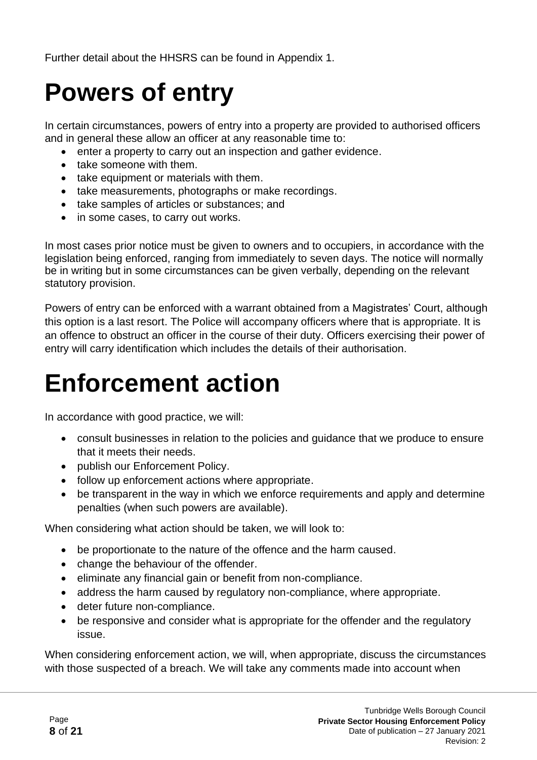Further detail about the HHSRS can be found in Appendix 1.

# Powers of entry

In certain circumstances, powers of entry into a property are provided to authorised officers and in general these allow an officer at any reasonable time to:

- enter a property to carry out an inspection and gather evidence.
- take someone with them.
- take equipment or materials with them.
- take measurements, photographs or make recordings.
- take samples of articles or substances; and
- in some cases, to carry out works.

In most cases prior notice must be given to owners and to occupiers, in accordance with the legislation being enforced, ranging from immediately to seven days. The notice will normally be in writing but in some circumstances can be given verbally, depending on the relevant statutory provision.

Powers of entry can be enforced with a warrant obtained from a Magistrates' Court, although this option is a last resort. The Police will accompany officers where that is appropriate. It is an offence to obstruct an officer in the course of their duty. Officers exercising their power of entry will carry identification which includes the details of their authorisation.

# Enforcement action

In accordance with good practice, we will:

- consult businesses in relation to the policies and guidance that we produce to ensure that it meets their needs.
- publish our Enforcement Policy.
- follow up enforcement actions where appropriate.
- be transparent in the way in which we enforce requirements and apply and determine penalties (when such powers are available).

When considering what action should be taken, we will look to:

- be proportionate to the nature of the offence and the harm caused.
- change the behaviour of the offender.
- eliminate any financial gain or benefit from non-compliance.
- address the harm caused by regulatory non-compliance, where appropriate.
- deter future non-compliance.
- be responsive and consider what is appropriate for the offender and the regulatory issue.

When considering enforcement action, we will, when appropriate, discuss the circumstances with those suspected of a breach. We will take any comments made into account when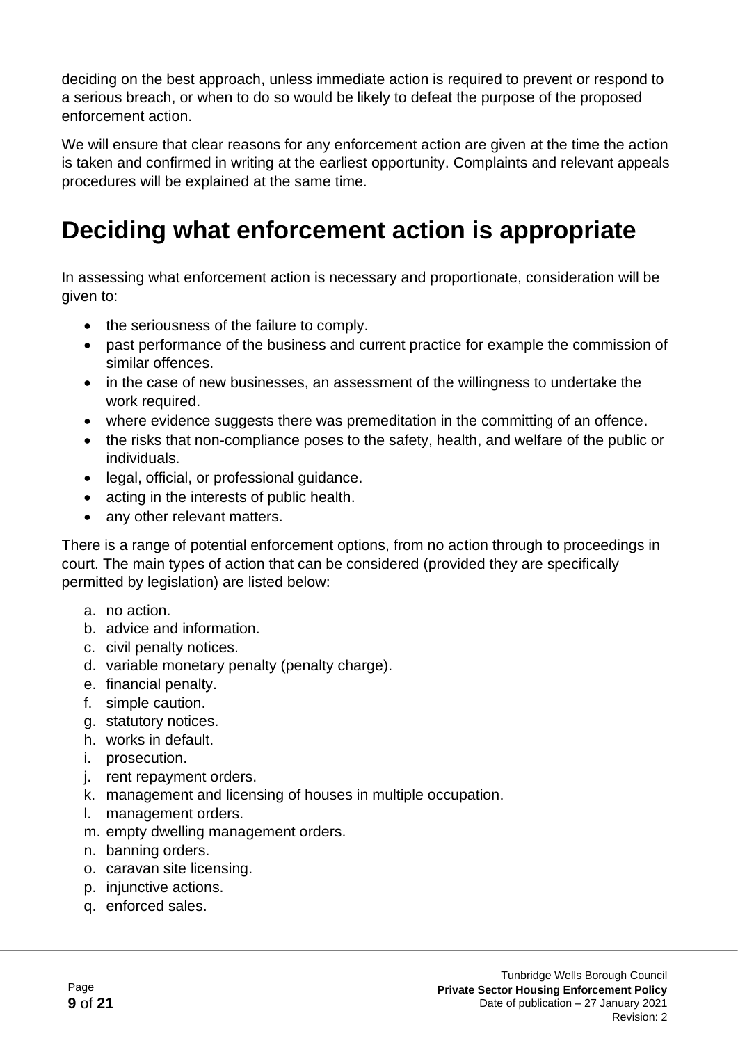deciding on the best approach, unless immediate action is required to prevent or respond to a serious breach, or when to do so would be likely to defeat the purpose of the proposed enforcement action.

We will ensure that clear reasons for any enforcement action are given at the time the action is taken and confirmed in writing at the earliest opportunity. Complaints and relevant appeals procedures will be explained at the same time.

# Deciding what enforcement action is appropriate

In assessing what enforcement action is necessary and proportionate, consideration will be given to:

- the seriousness of the failure to comply.
- past performance of the business and current practice for example the commission of similar offences.
- in the case of new businesses, an assessment of the willingness to undertake the work required.
- where evidence suggests there was premeditation in the committing of an offence.
- the risks that non-compliance poses to the safety, health, and welfare of the public or individuals.
- legal, official, or professional guidance.
- acting in the interests of public health.
- any other relevant matters.

There is a range of potential enforcement options, from no action through to proceedings in court. The main types of action that can be considered (provided they are specifically permitted by legislation) are listed below:

a. no action.
b. advice and information.
c. civil penalty notices.
d. variable monetary penalty (penalty charge).
e. financial penalty.
f. simple caution.
g. statutory notices.
h. works in default.
i. prosecution.
j. rent repayment orders.
k. management and licensing of houses in multiple occupation.
l. management orders.
m. empty dwelling management orders.
n. banning orders.
o. caravan site licensing.
p. injunctive actions.
q. enforced sales.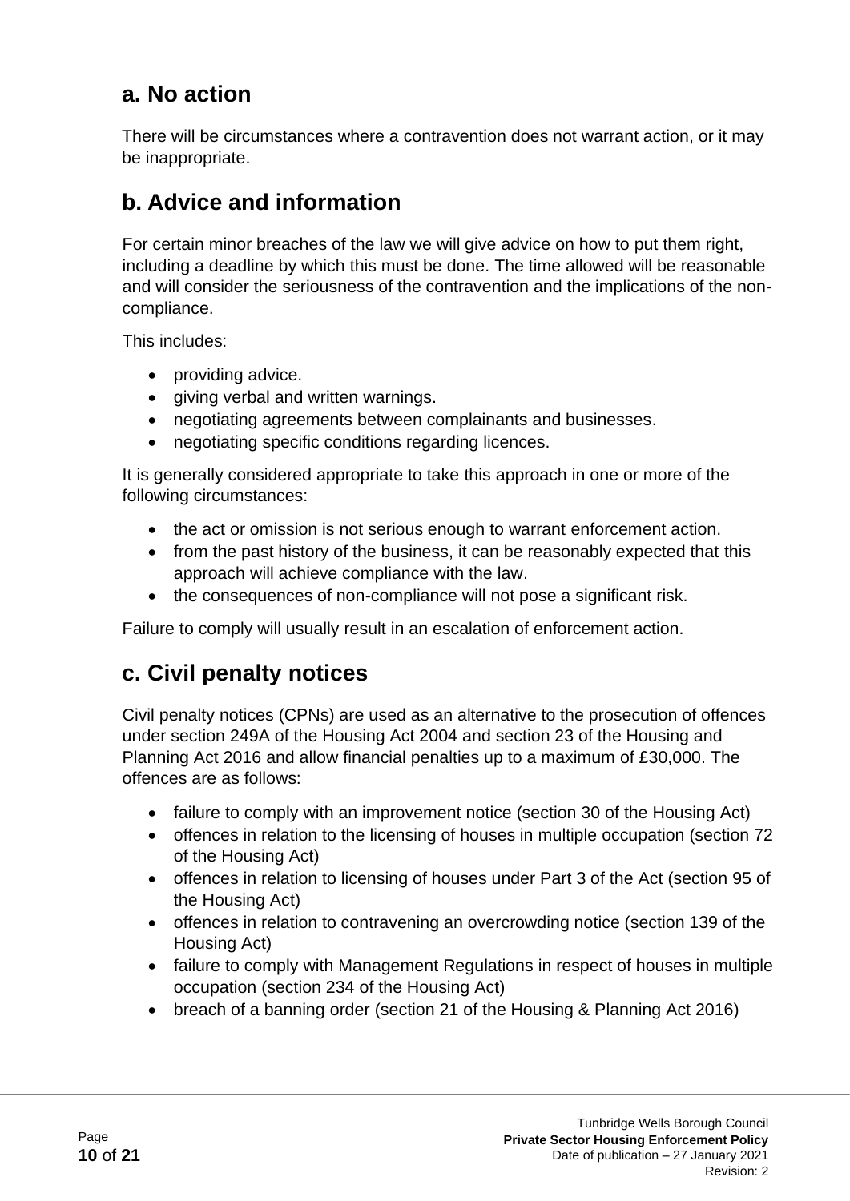## a. No action

There will be circumstances where a contravention does not warrant action, or it may be inappropriate.

## b. Advice and information

For certain minor breaches of the law we will give advice on how to put them right, including a deadline by which this must be done. The time allowed will be reasonable and will consider the seriousness of the contravention and the implications of the non-compliance.

This includes:

- providing advice.
- giving verbal and written warnings.
- negotiating agreements between complainants and businesses.
- negotiating specific conditions regarding licences.

It is generally considered appropriate to take this approach in one or more of the following circumstances:

- the act or omission is not serious enough to warrant enforcement action.
- from the past history of the business, it can be reasonably expected that this approach will achieve compliance with the law.
- the consequences of non-compliance will not pose a significant risk.

Failure to comply will usually result in an escalation of enforcement action.

## c. Civil penalty notices

Civil penalty notices (CPNs) are used as an alternative to the prosecution of offences under section 249A of the Housing Act 2004 and section 23 of the Housing and Planning Act 2016 and allow financial penalties up to a maximum of £30,000. The offences are as follows:

- failure to comply with an improvement notice (section 30 of the Housing Act)
- offences in relation to the licensing of houses in multiple occupation (section 72 of the Housing Act)
- offences in relation to licensing of houses under Part 3 of the Act (section 95 of the Housing Act)
- offences in relation to contravening an overcrowding notice (section 139 of the Housing Act)
- failure to comply with Management Regulations in respect of houses in multiple occupation (section 234 of the Housing Act)
- breach of a banning order (section 21 of the Housing & Planning Act 2016)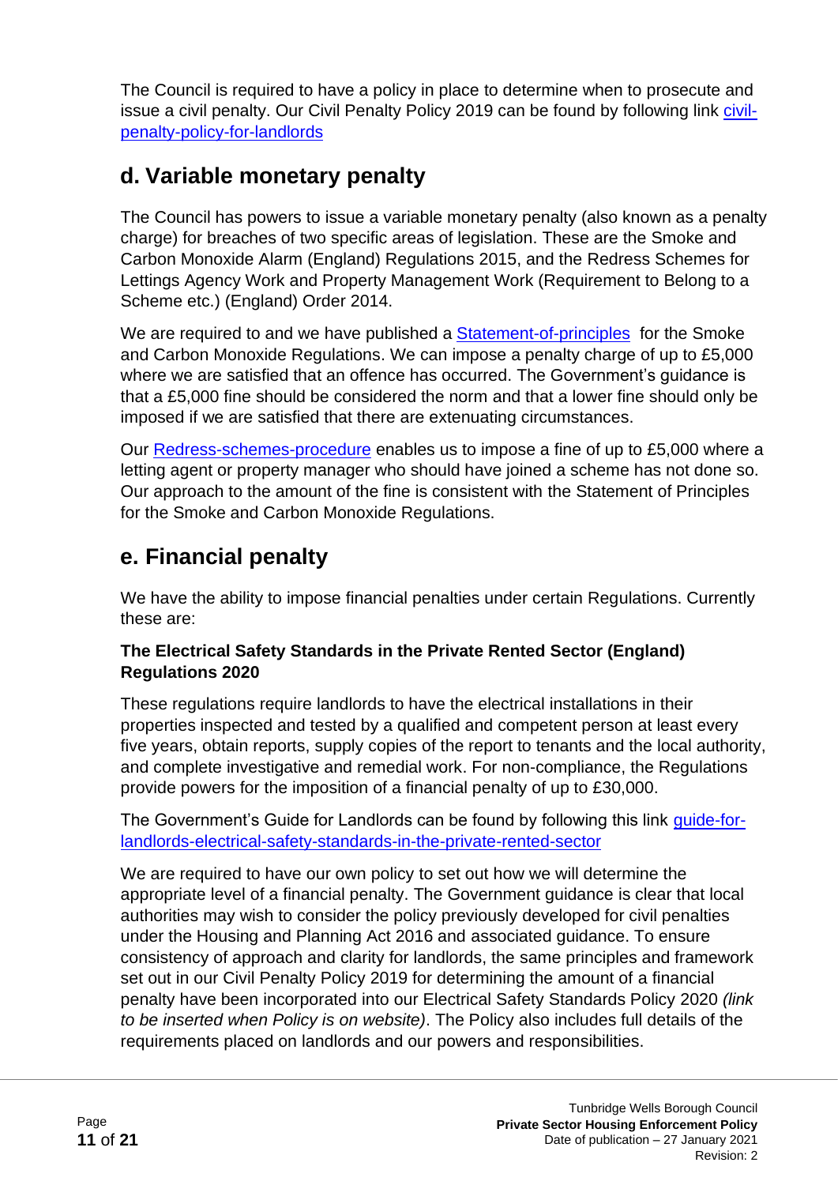The Council is required to have a policy in place to determine when to prosecute and issue a civil penalty. Our Civil Penalty Policy 2019 can be found by following link civil-penalty-policy-for-landlords

## d. Variable monetary penalty

The Council has powers to issue a variable monetary penalty (also known as a penalty charge) for breaches of two specific areas of legislation. These are the Smoke and Carbon Monoxide Alarm (England) Regulations 2015, and the Redress Schemes for Lettings Agency Work and Property Management Work (Requirement to Belong to a Scheme etc.) (England) Order 2014.

We are required to and we have published a Statement-of-principles for the Smoke and Carbon Monoxide Regulations. We can impose a penalty charge of up to £5,000 where we are satisfied that an offence has occurred. The Government's guidance is that a £5,000 fine should be considered the norm and that a lower fine should only be imposed if we are satisfied that there are extenuating circumstances.

Our Redress-schemes-procedure enables us to impose a fine of up to £5,000 where a letting agent or property manager who should have joined a scheme has not done so. Our approach to the amount of the fine is consistent with the Statement of Principles for the Smoke and Carbon Monoxide Regulations.

## e. Financial penalty

We have the ability to impose financial penalties under certain Regulations. Currently these are:

**The Electrical Safety Standards in the Private Rented Sector (England) Regulations 2020**

These regulations require landlords to have the electrical installations in their properties inspected and tested by a qualified and competent person at least every five years, obtain reports, supply copies of the report to tenants and the local authority, and complete investigative and remedial work. For non-compliance, the Regulations provide powers for the imposition of a financial penalty of up to £30,000.

The Government's Guide for Landlords can be found by following this link guide-for-landlords-electrical-safety-standards-in-the-private-rented-sector

We are required to have our own policy to set out how we will determine the appropriate level of a financial penalty. The Government guidance is clear that local authorities may wish to consider the policy previously developed for civil penalties under the Housing and Planning Act 2016 and associated guidance. To ensure consistency of approach and clarity for landlords, the same principles and framework set out in our Civil Penalty Policy 2019 for determining the amount of a financial penalty have been incorporated into our Electrical Safety Standards Policy 2020 *(link to be inserted when Policy is on website)*. The Policy also includes full details of the requirements placed on landlords and our powers and responsibilities.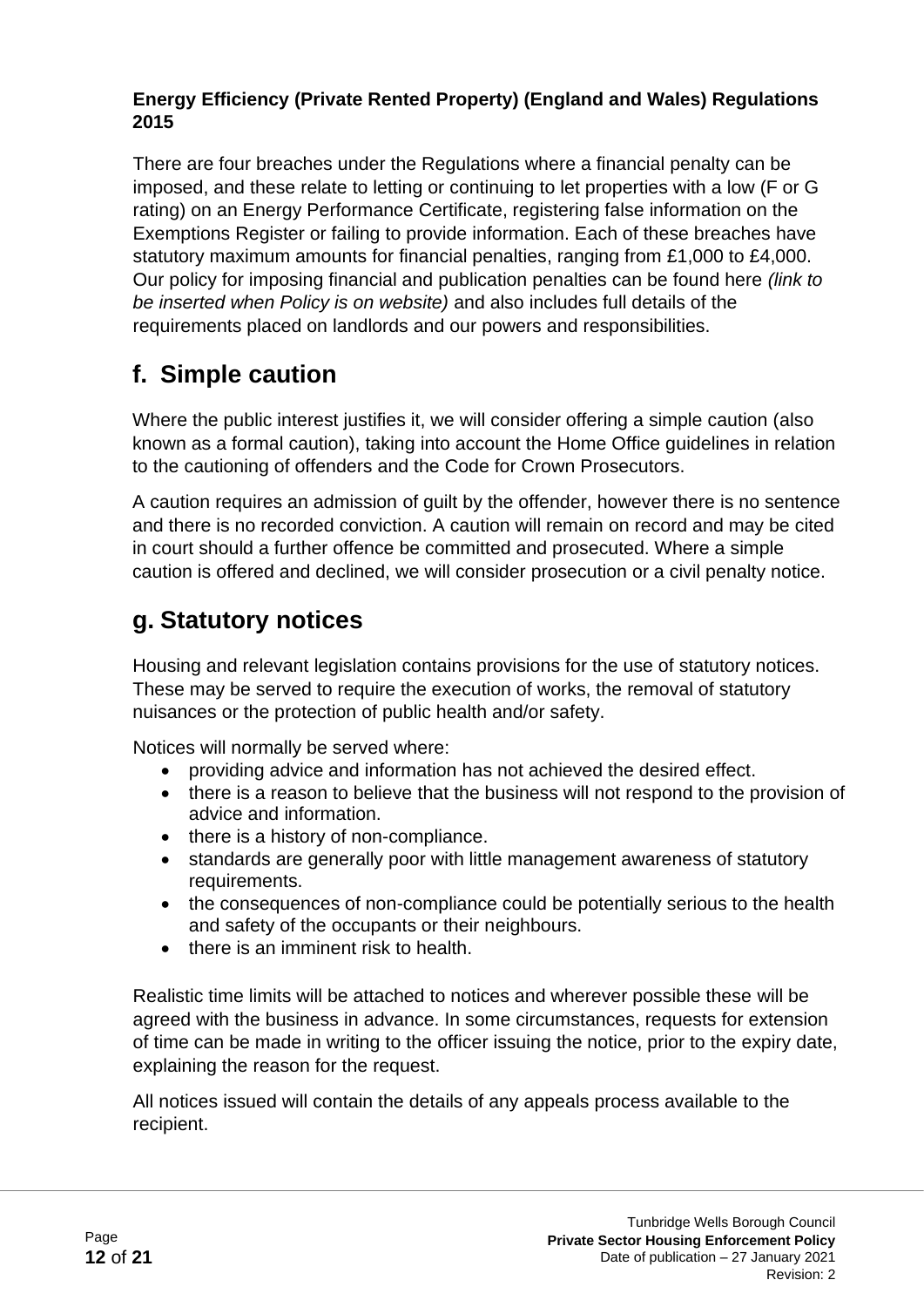**Energy Efficiency (Private Rented Property) (England and Wales) Regulations 2015**

There are four breaches under the Regulations where a financial penalty can be imposed, and these relate to letting or continuing to let properties with a low (F or G rating) on an Energy Performance Certificate, registering false information on the Exemptions Register or failing to provide information. Each of these breaches have statutory maximum amounts for financial penalties, ranging from £1,000 to £4,000. Our policy for imposing financial and publication penalties can be found here *(link to be inserted when Policy is on website)* and also includes full details of the requirements placed on landlords and our powers and responsibilities.

## f. Simple caution

Where the public interest justifies it, we will consider offering a simple caution (also known as a formal caution), taking into account the Home Office guidelines in relation to the cautioning of offenders and the Code for Crown Prosecutors.

A caution requires an admission of guilt by the offender, however there is no sentence and there is no recorded conviction. A caution will remain on record and may be cited in court should a further offence be committed and prosecuted. Where a simple caution is offered and declined, we will consider prosecution or a civil penalty notice.

## g. Statutory notices

Housing and relevant legislation contains provisions for the use of statutory notices. These may be served to require the execution of works, the removal of statutory nuisances or the protection of public health and/or safety.

Notices will normally be served where:

- providing advice and information has not achieved the desired effect.
- there is a reason to believe that the business will not respond to the provision of advice and information.
- there is a history of non-compliance.
- standards are generally poor with little management awareness of statutory requirements.
- the consequences of non-compliance could be potentially serious to the health and safety of the occupants or their neighbours.
- there is an imminent risk to health.

Realistic time limits will be attached to notices and wherever possible these will be agreed with the business in advance. In some circumstances, requests for extension of time can be made in writing to the officer issuing the notice, prior to the expiry date, explaining the reason for the request.

All notices issued will contain the details of any appeals process available to the recipient.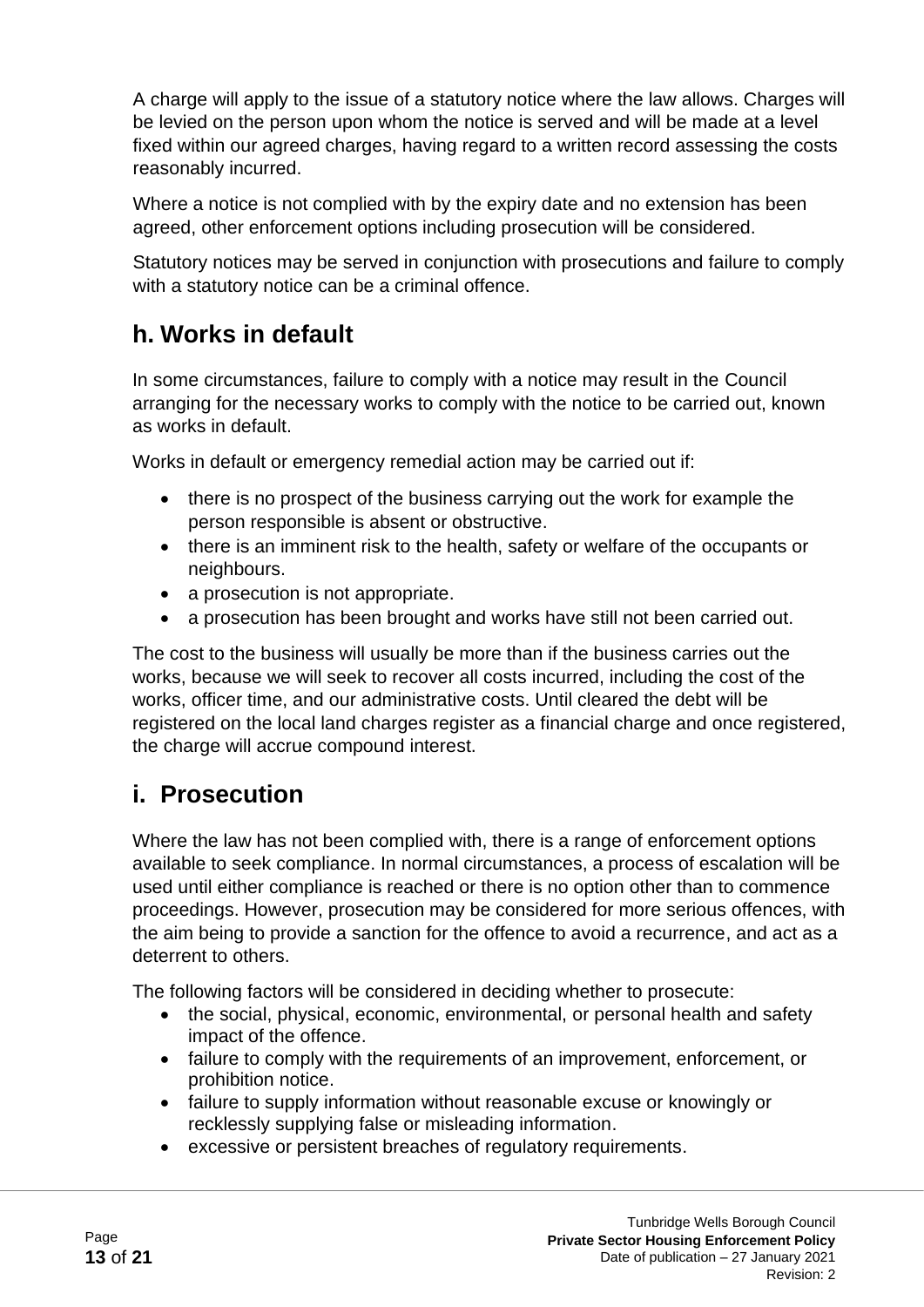A charge will apply to the issue of a statutory notice where the law allows. Charges will be levied on the person upon whom the notice is served and will be made at a level fixed within our agreed charges, having regard to a written record assessing the costs reasonably incurred.

Where a notice is not complied with by the expiry date and no extension has been agreed, other enforcement options including prosecution will be considered.

Statutory notices may be served in conjunction with prosecutions and failure to comply with a statutory notice can be a criminal offence.

## h. Works in default

In some circumstances, failure to comply with a notice may result in the Council arranging for the necessary works to comply with the notice to be carried out, known as works in default.

Works in default or emergency remedial action may be carried out if:

- there is no prospect of the business carrying out the work for example the person responsible is absent or obstructive.
- there is an imminent risk to the health, safety or welfare of the occupants or neighbours.
- a prosecution is not appropriate.
- a prosecution has been brought and works have still not been carried out.

The cost to the business will usually be more than if the business carries out the works, because we will seek to recover all costs incurred, including the cost of the works, officer time, and our administrative costs. Until cleared the debt will be registered on the local land charges register as a financial charge and once registered, the charge will accrue compound interest.

## i. Prosecution

Where the law has not been complied with, there is a range of enforcement options available to seek compliance. In normal circumstances, a process of escalation will be used until either compliance is reached or there is no option other than to commence proceedings. However, prosecution may be considered for more serious offences, with the aim being to provide a sanction for the offence to avoid a recurrence, and act as a deterrent to others.

The following factors will be considered in deciding whether to prosecute:

- the social, physical, economic, environmental, or personal health and safety impact of the offence.
- failure to comply with the requirements of an improvement, enforcement, or prohibition notice.
- failure to supply information without reasonable excuse or knowingly or recklessly supplying false or misleading information.
- excessive or persistent breaches of regulatory requirements.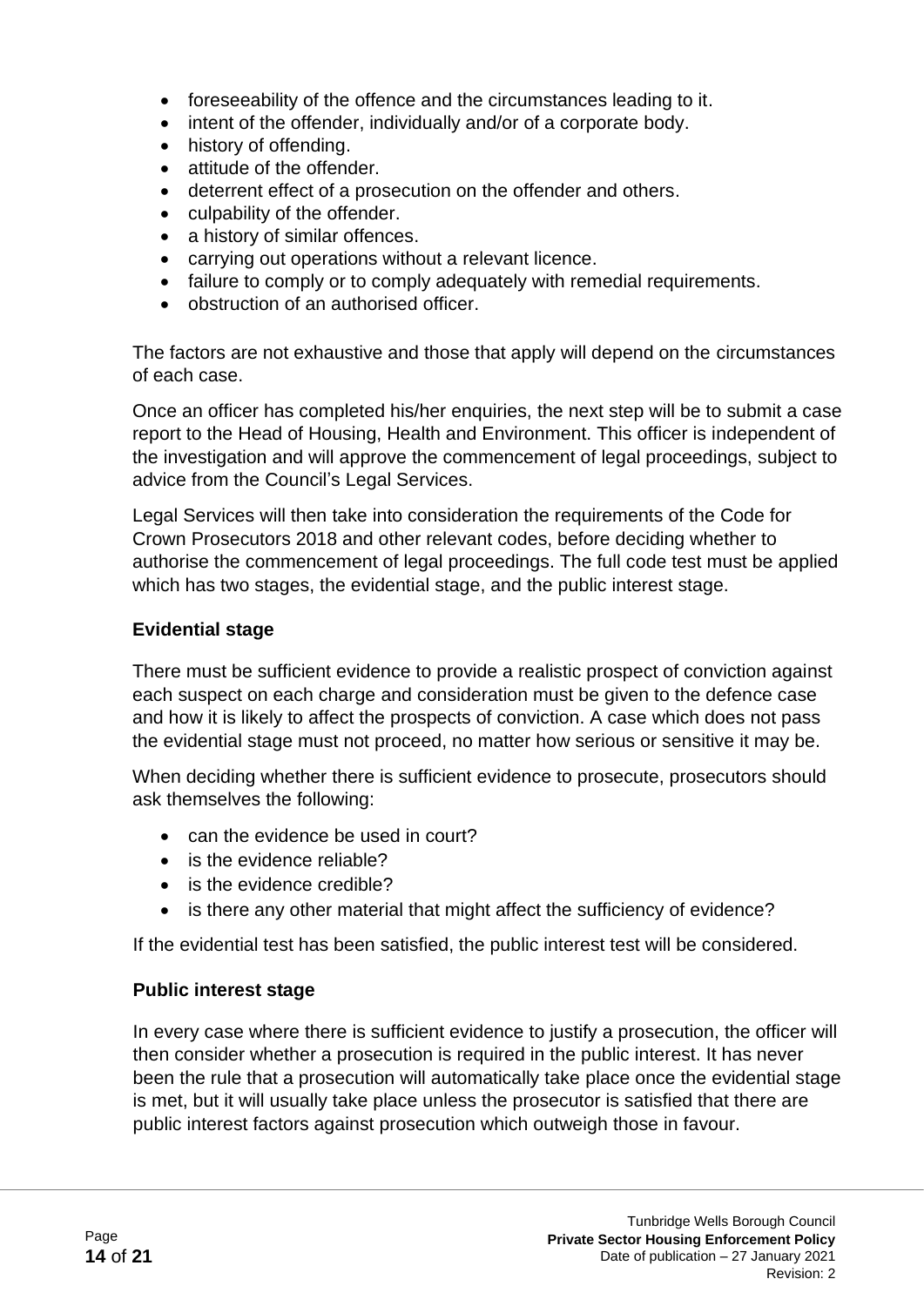- foreseeability of the offence and the circumstances leading to it.
- intent of the offender, individually and/or of a corporate body.
- history of offending.
- attitude of the offender.
- deterrent effect of a prosecution on the offender and others.
- culpability of the offender.
- a history of similar offences.
- carrying out operations without a relevant licence.
- failure to comply or to comply adequately with remedial requirements.
- obstruction of an authorised officer.

The factors are not exhaustive and those that apply will depend on the circumstances of each case.

Once an officer has completed his/her enquiries, the next step will be to submit a case report to the Head of Housing, Health and Environment. This officer is independent of the investigation and will approve the commencement of legal proceedings, subject to advice from the Council's Legal Services.

Legal Services will then take into consideration the requirements of the Code for Crown Prosecutors 2018 and other relevant codes, before deciding whether to authorise the commencement of legal proceedings. The full code test must be applied which has two stages, the evidential stage, and the public interest stage.

**Evidential stage**

There must be sufficient evidence to provide a realistic prospect of conviction against each suspect on each charge and consideration must be given to the defence case and how it is likely to affect the prospects of conviction. A case which does not pass the evidential stage must not proceed, no matter how serious or sensitive it may be.

When deciding whether there is sufficient evidence to prosecute, prosecutors should ask themselves the following:

- can the evidence be used in court?
- is the evidence reliable?
- is the evidence credible?
- is there any other material that might affect the sufficiency of evidence?

If the evidential test has been satisfied, the public interest test will be considered.

**Public interest stage**

In every case where there is sufficient evidence to justify a prosecution, the officer will then consider whether a prosecution is required in the public interest. It has never been the rule that a prosecution will automatically take place once the evidential stage is met, but it will usually take place unless the prosecutor is satisfied that there are public interest factors against prosecution which outweigh those in favour.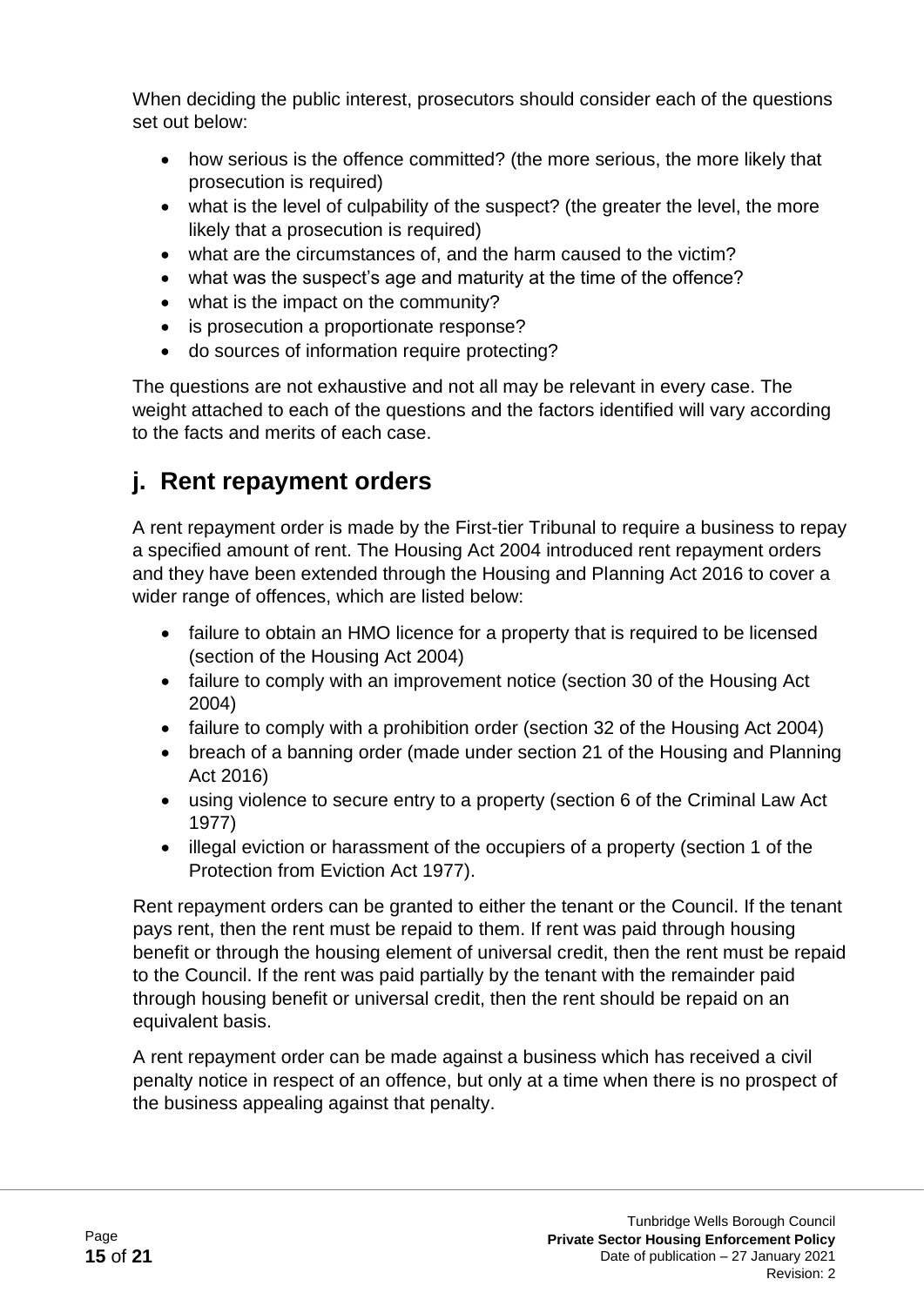When deciding the public interest, prosecutors should consider each of the questions set out below:

- how serious is the offence committed? (the more serious, the more likely that prosecution is required)
- what is the level of culpability of the suspect? (the greater the level, the more likely that a prosecution is required)
- what are the circumstances of, and the harm caused to the victim?
- what was the suspect's age and maturity at the time of the offence?
- what is the impact on the community?
- is prosecution a proportionate response?
- do sources of information require protecting?

The questions are not exhaustive and not all may be relevant in every case. The weight attached to each of the questions and the factors identified will vary according to the facts and merits of each case.

## j. Rent repayment orders

A rent repayment order is made by the First-tier Tribunal to require a business to repay a specified amount of rent. The Housing Act 2004 introduced rent repayment orders and they have been extended through the Housing and Planning Act 2016 to cover a wider range of offences, which are listed below:

- failure to obtain an HMO licence for a property that is required to be licensed (section of the Housing Act 2004)
- failure to comply with an improvement notice (section 30 of the Housing Act 2004)
- failure to comply with a prohibition order (section 32 of the Housing Act 2004)
- breach of a banning order (made under section 21 of the Housing and Planning Act 2016)
- using violence to secure entry to a property (section 6 of the Criminal Law Act 1977)
- illegal eviction or harassment of the occupiers of a property (section 1 of the Protection from Eviction Act 1977).

Rent repayment orders can be granted to either the tenant or the Council. If the tenant pays rent, then the rent must be repaid to them. If rent was paid through housing benefit or through the housing element of universal credit, then the rent must be repaid to the Council. If the rent was paid partially by the tenant with the remainder paid through housing benefit or universal credit, then the rent should be repaid on an equivalent basis.

A rent repayment order can be made against a business which has received a civil penalty notice in respect of an offence, but only at a time when there is no prospect of the business appealing against that penalty.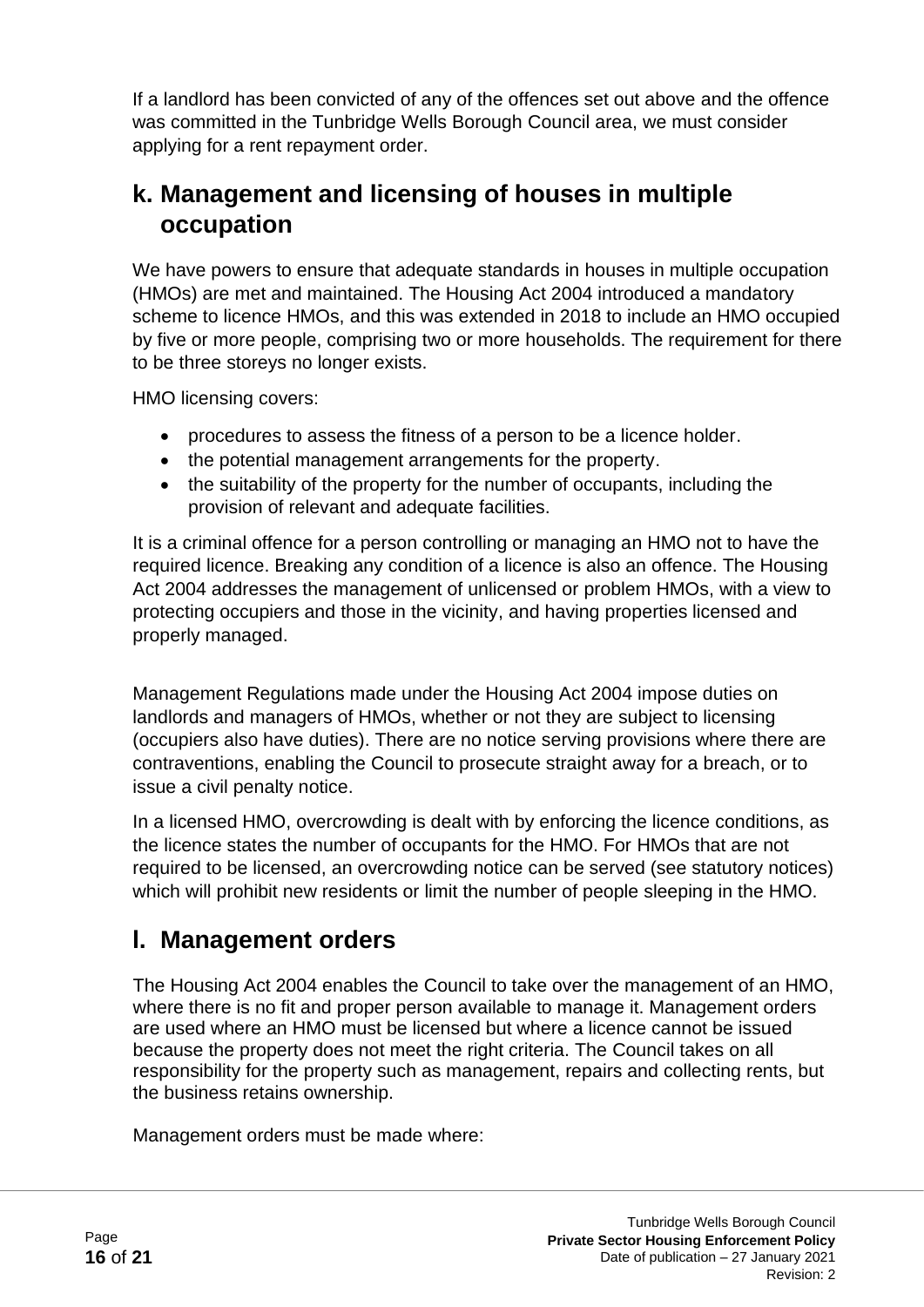If a landlord has been convicted of any of the offences set out above and the offence was committed in the Tunbridge Wells Borough Council area, we must consider applying for a rent repayment order.

## k. Management and licensing of houses in multiple occupation

We have powers to ensure that adequate standards in houses in multiple occupation (HMOs) are met and maintained. The Housing Act 2004 introduced a mandatory scheme to licence HMOs, and this was extended in 2018 to include an HMO occupied by five or more people, comprising two or more households. The requirement for there to be three storeys no longer exists.

HMO licensing covers:

- procedures to assess the fitness of a person to be a licence holder.
- the potential management arrangements for the property.
- the suitability of the property for the number of occupants, including the provision of relevant and adequate facilities.

It is a criminal offence for a person controlling or managing an HMO not to have the required licence. Breaking any condition of a licence is also an offence. The Housing Act 2004 addresses the management of unlicensed or problem HMOs, with a view to protecting occupiers and those in the vicinity, and having properties licensed and properly managed.

Management Regulations made under the Housing Act 2004 impose duties on landlords and managers of HMOs, whether or not they are subject to licensing (occupiers also have duties). There are no notice serving provisions where there are contraventions, enabling the Council to prosecute straight away for a breach, or to issue a civil penalty notice.

In a licensed HMO, overcrowding is dealt with by enforcing the licence conditions, as the licence states the number of occupants for the HMO. For HMOs that are not required to be licensed, an overcrowding notice can be served (see statutory notices) which will prohibit new residents or limit the number of people sleeping in the HMO.

## l. Management orders

The Housing Act 2004 enables the Council to take over the management of an HMO, where there is no fit and proper person available to manage it. Management orders are used where an HMO must be licensed but where a licence cannot be issued because the property does not meet the right criteria. The Council takes on all responsibility for the property such as management, repairs and collecting rents, but the business retains ownership.

Management orders must be made where: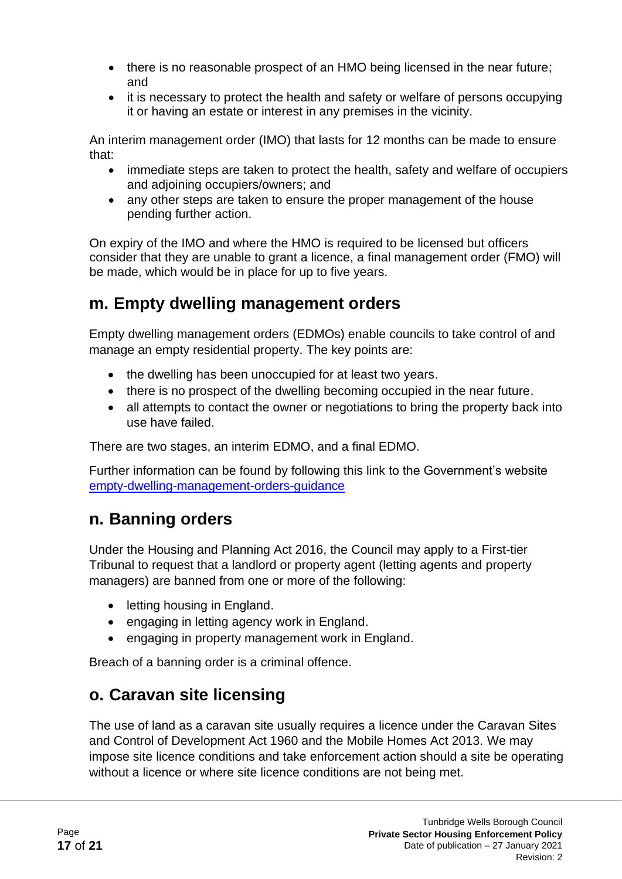- there is no reasonable prospect of an HMO being licensed in the near future; and
- it is necessary to protect the health and safety or welfare of persons occupying it or having an estate or interest in any premises in the vicinity.

An interim management order (IMO) that lasts for 12 months can be made to ensure that:

- immediate steps are taken to protect the health, safety and welfare of occupiers and adjoining occupiers/owners; and
- any other steps are taken to ensure the proper management of the house pending further action.

On expiry of the IMO and where the HMO is required to be licensed but officers consider that they are unable to grant a licence, a final management order (FMO) will be made, which would be in place for up to five years.

## m. Empty dwelling management orders

Empty dwelling management orders (EDMOs) enable councils to take control of and manage an empty residential property. The key points are:

- the dwelling has been unoccupied for at least two years.
- there is no prospect of the dwelling becoming occupied in the near future.
- all attempts to contact the owner or negotiations to bring the property back into use have failed.

There are two stages, an interim EDMO, and a final EDMO.

Further information can be found by following this link to the Government's website [empty-dwelling-management-orders-guidance](empty-dwelling-management-orders-guidance)

## n. Banning orders

Under the Housing and Planning Act 2016, the Council may apply to a First-tier Tribunal to request that a landlord or property agent (letting agents and property managers) are banned from one or more of the following:

- letting housing in England.
- engaging in letting agency work in England.
- engaging in property management work in England.

Breach of a banning order is a criminal offence.

## o. Caravan site licensing

The use of land as a caravan site usually requires a licence under the Caravan Sites and Control of Development Act 1960 and the Mobile Homes Act 2013. We may impose site licence conditions and take enforcement action should a site be operating without a licence or where site licence conditions are not being met.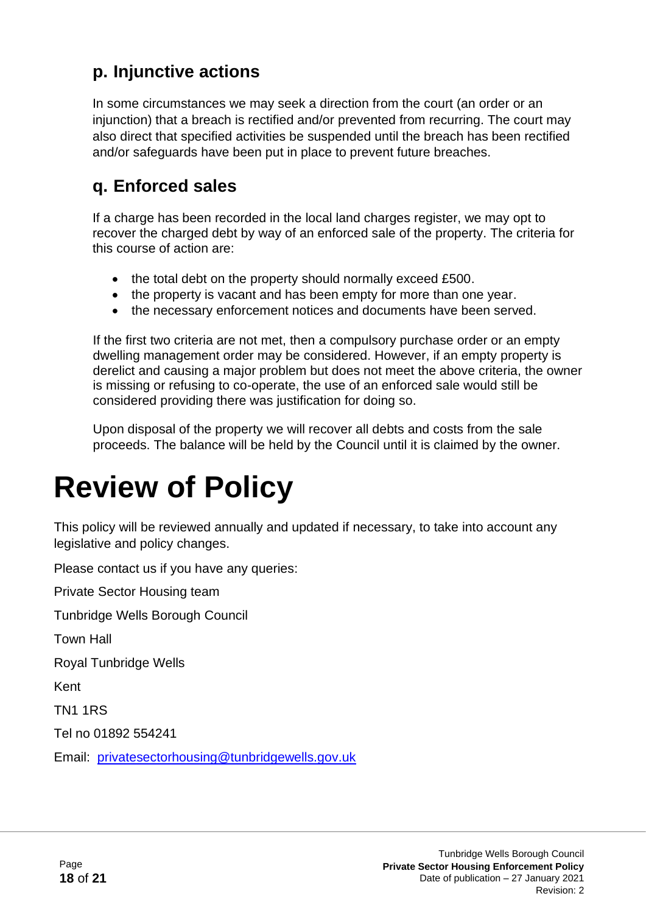## p. Injunctive actions

In some circumstances we may seek a direction from the court (an order or an injunction) that a breach is rectified and/or prevented from recurring. The court may also direct that specified activities be suspended until the breach has been rectified and/or safeguards have been put in place to prevent future breaches.

## q. Enforced sales

If a charge has been recorded in the local land charges register, we may opt to recover the charged debt by way of an enforced sale of the property. The criteria for this course of action are:

- the total debt on the property should normally exceed £500.
- the property is vacant and has been empty for more than one year.
- the necessary enforcement notices and documents have been served.

If the first two criteria are not met, then a compulsory purchase order or an empty dwelling management order may be considered. However, if an empty property is derelict and causing a major problem but does not meet the above criteria, the owner is missing or refusing to co-operate, the use of an enforced sale would still be considered providing there was justification for doing so.

Upon disposal of the property we will recover all debts and costs from the sale proceeds. The balance will be held by the Council until it is claimed by the owner.

# Review of Policy

This policy will be reviewed annually and updated if necessary, to take into account any legislative and policy changes.

Please contact us if you have any queries:

Private Sector Housing team

Tunbridge Wells Borough Council

Town Hall

Royal Tunbridge Wells

Kent

TN1 1RS

Tel no 01892 554241

Email: privatesectorhousing@tunbridgewells.gov.uk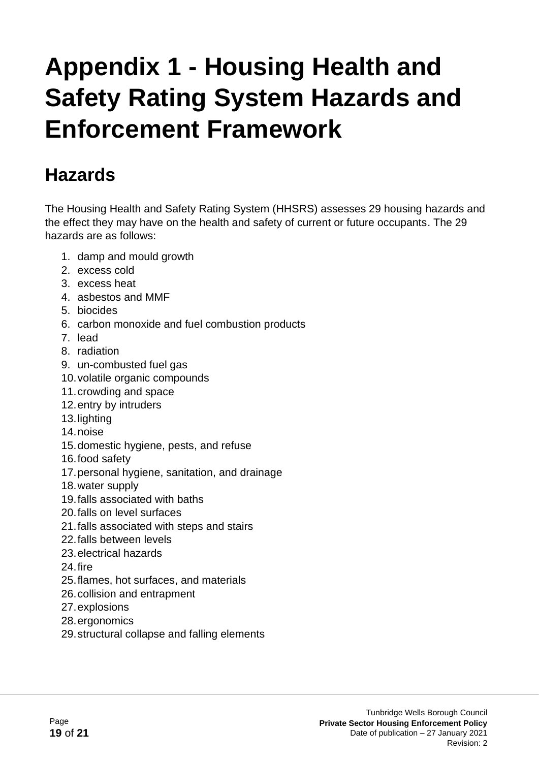# Appendix 1 - Housing Health and Safety Rating System Hazards and Enforcement Framework

## Hazards

The Housing Health and Safety Rating System (HHSRS) assesses 29 housing hazards and the effect they may have on the health and safety of current or future occupants. The 29 hazards are as follows:

1. damp and mould growth
2. excess cold
3. excess heat
4. asbestos and MMF
5. biocides
6. carbon monoxide and fuel combustion products
7. lead
8. radiation
9. un-combusted fuel gas
10. volatile organic compounds
11. crowding and space
12. entry by intruders
13. lighting
14. noise
15. domestic hygiene, pests, and refuse
16. food safety
17. personal hygiene, sanitation, and drainage
18. water supply
19. falls associated with baths
20. falls on level surfaces
21. falls associated with steps and stairs
22. falls between levels
23. electrical hazards
24. fire
25. flames, hot surfaces, and materials
26. collision and entrapment
27. explosions
28. ergonomics
29. structural collapse and falling elements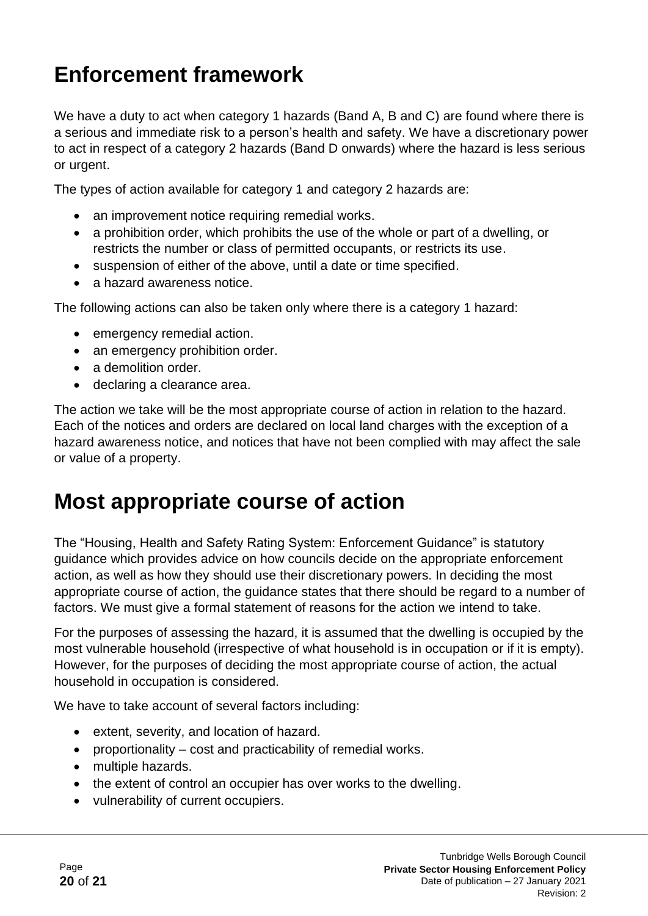# Enforcement framework

We have a duty to act when category 1 hazards (Band A, B and C) are found where there is a serious and immediate risk to a person's health and safety. We have a discretionary power to act in respect of a category 2 hazards (Band D onwards) where the hazard is less serious or urgent.

The types of action available for category 1 and category 2 hazards are:

- an improvement notice requiring remedial works.
- a prohibition order, which prohibits the use of the whole or part of a dwelling, or restricts the number or class of permitted occupants, or restricts its use.
- suspension of either of the above, until a date or time specified.
- a hazard awareness notice.

The following actions can also be taken only where there is a category 1 hazard:

- emergency remedial action.
- an emergency prohibition order.
- a demolition order.
- declaring a clearance area.

The action we take will be the most appropriate course of action in relation to the hazard. Each of the notices and orders are declared on local land charges with the exception of a hazard awareness notice, and notices that have not been complied with may affect the sale or value of a property.

# Most appropriate course of action

The "Housing, Health and Safety Rating System: Enforcement Guidance" is statutory guidance which provides advice on how councils decide on the appropriate enforcement action, as well as how they should use their discretionary powers. In deciding the most appropriate course of action, the guidance states that there should be regard to a number of factors. We must give a formal statement of reasons for the action we intend to take.

For the purposes of assessing the hazard, it is assumed that the dwelling is occupied by the most vulnerable household (irrespective of what household is in occupation or if it is empty). However, for the purposes of deciding the most appropriate course of action, the actual household in occupation is considered.

We have to take account of several factors including:

- extent, severity, and location of hazard.
- proportionality – cost and practicability of remedial works.
- multiple hazards.
- the extent of control an occupier has over works to the dwelling.
- vulnerability of current occupiers.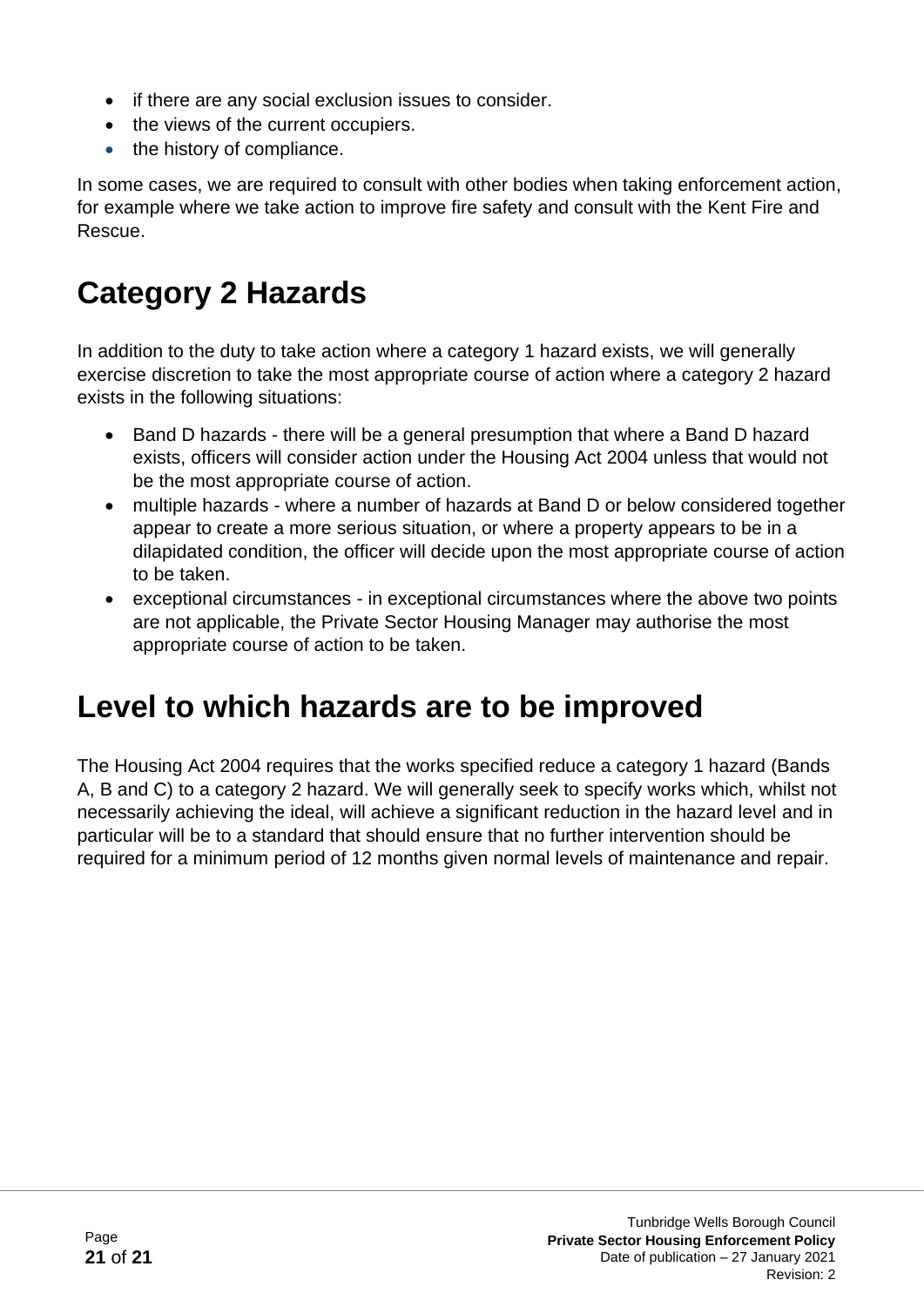- if there are any social exclusion issues to consider.
- the views of the current occupiers.
- the history of compliance.

In some cases, we are required to consult with other bodies when taking enforcement action, for example where we take action to improve fire safety and consult with the Kent Fire and Rescue.

## Category 2 Hazards

In addition to the duty to take action where a category 1 hazard exists, we will generally exercise discretion to take the most appropriate course of action where a category 2 hazard exists in the following situations:

- Band D hazards - there will be a general presumption that where a Band D hazard exists, officers will consider action under the Housing Act 2004 unless that would not be the most appropriate course of action.
- multiple hazards - where a number of hazards at Band D or below considered together appear to create a more serious situation, or where a property appears to be in a dilapidated condition, the officer will decide upon the most appropriate course of action to be taken.
- exceptional circumstances - in exceptional circumstances where the above two points are not applicable, the Private Sector Housing Manager may authorise the most appropriate course of action to be taken.

## Level to which hazards are to be improved

The Housing Act 2004 requires that the works specified reduce a category 1 hazard (Bands A, B and C) to a category 2 hazard. We will generally seek to specify works which, whilst not necessarily achieving the ideal, will achieve a significant reduction in the hazard level and in particular will be to a standard that should ensure that no further intervention should be required for a minimum period of 12 months given normal levels of maintenance and repair.